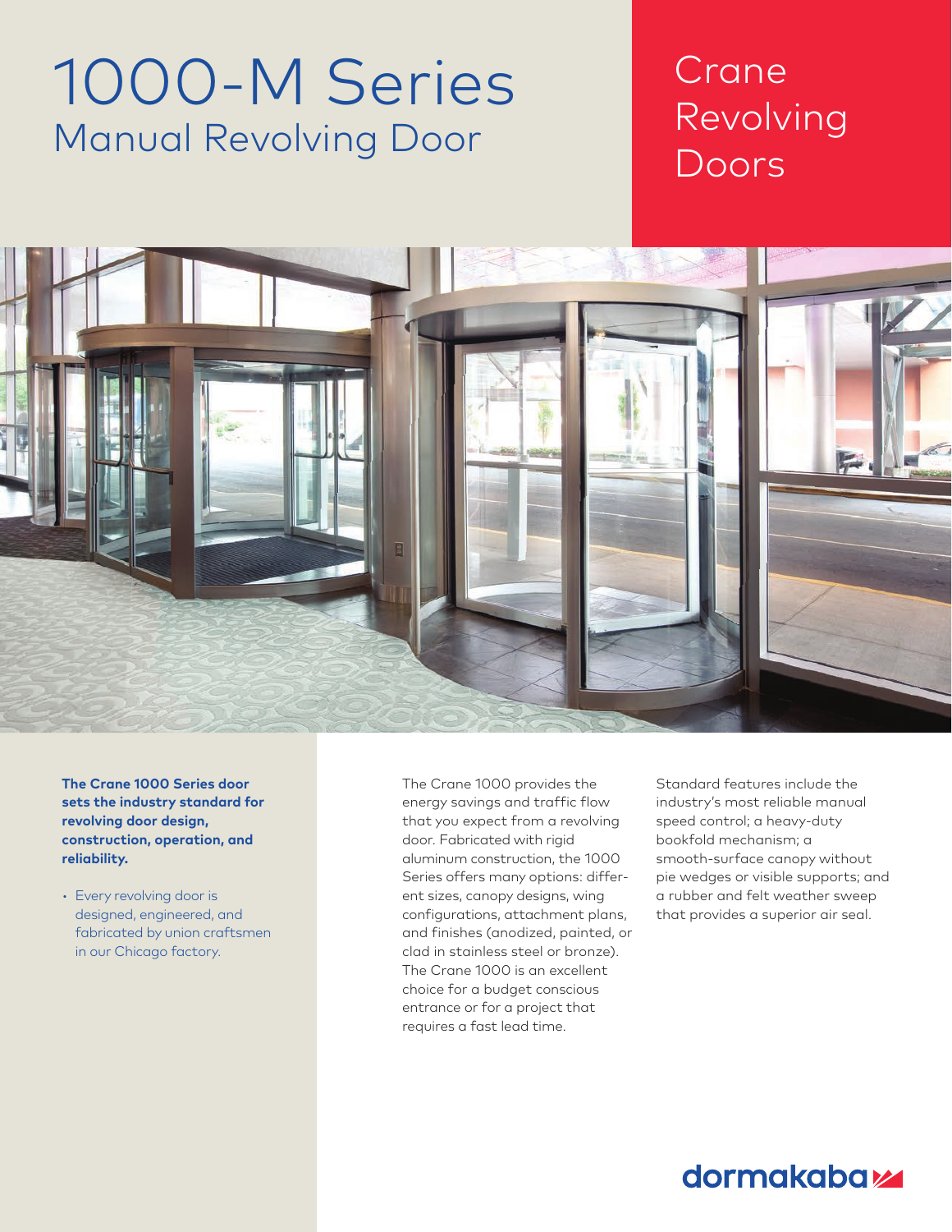# 1000-M Series

## Manual Revolving Door

Crane Revolving Doors

**The Crane 1000 Series door sets the industry standard for revolving door design, construction, operation, and reliability.**

- Every revolving door is designed, engineered, and fabricated by union craftsmen in our Chicago factory.

The Crane 1000 provides the energy savings and traffic flow that you expect from a revolving door. Fabricated with rigid aluminum construction, the 1000 Series offers many options: different sizes, canopy designs, wing configurations, attachment plans, and finishes (anodized, painted, or clad in stainless steel or bronze). The Crane 1000 is an excellent choice for a budget conscious entrance or for a project that requires a fast lead time.

Standard features include the industry's most reliable manual speed control; a heavy-duty bookfold mechanism; a smooth-surface canopy without pie wedges or visible supports; and a rubber and felt weather sweep that provides a superior air seal.

dormakaba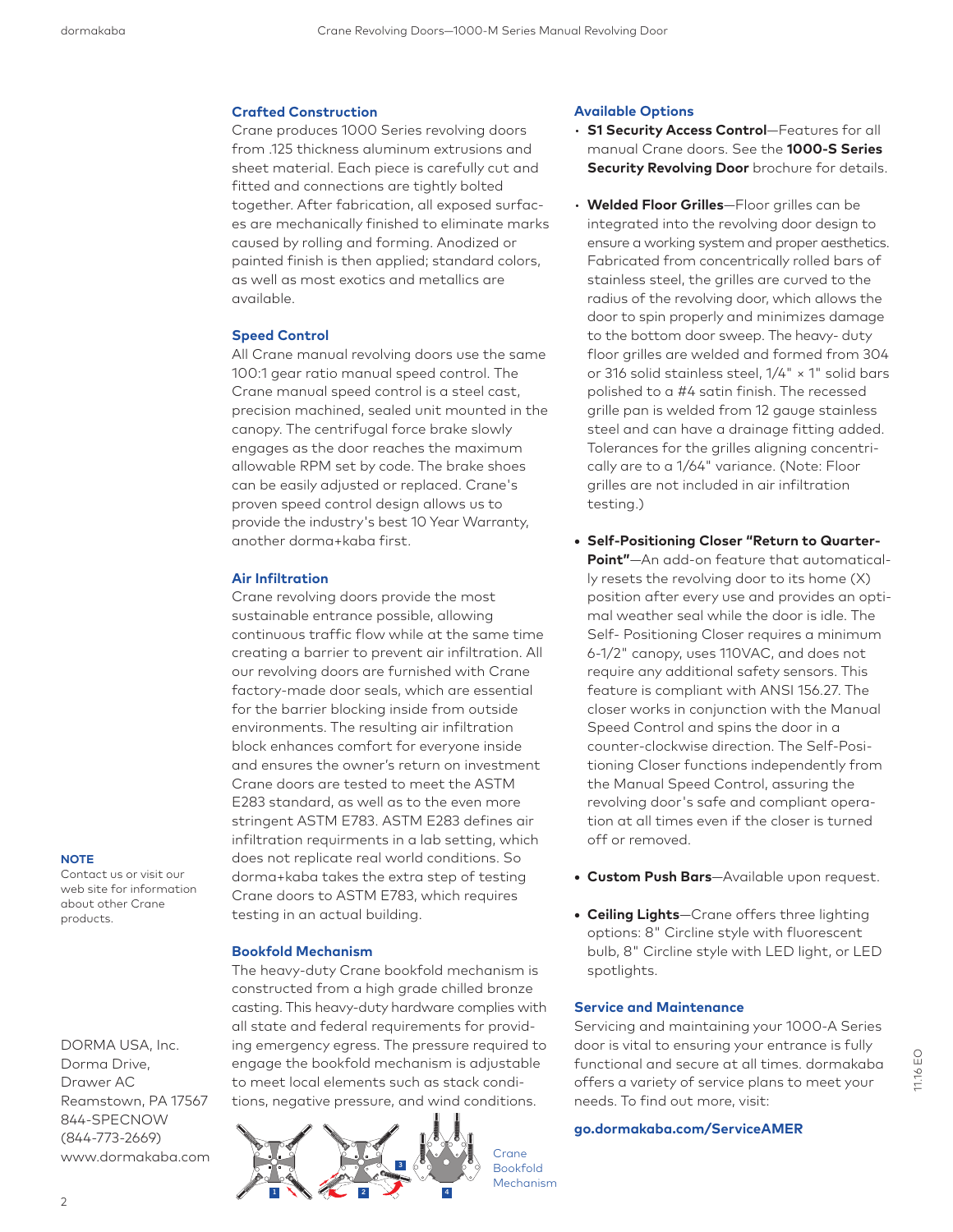### Crafted Construction

Crane produces 1000 Series revolving doors from .125 thickness aluminum extrusions and sheet material. Each piece is carefully cut and fitted and connections are tightly bolted together. After fabrication, all exposed surfaces are mechanically finished to eliminate marks caused by rolling and forming. Anodized or painted finish is then applied; standard colors, as well as most exotics and metallics are available.

### Speed Control

All Crane manual revolving doors use the same 100:1 gear ratio manual speed control. The Crane manual speed control is a steel cast, precision machined, sealed unit mounted in the canopy. The centrifugal force brake slowly engages as the door reaches the maximum allowable RPM set by code. The brake shoes can be easily adjusted or replaced. Crane's proven speed control design allows us to provide the industry's best 10 Year Warranty, another dorma+kaba first.

### Air Infiltration

Crane revolving doors provide the most sustainable entrance possible, allowing continuous traffic flow while at the same time creating a barrier to prevent air infiltration. All our revolving doors are furnished with Crane factory-made door seals, which are essential for the barrier blocking inside from outside environments. The resulting air infiltration block enhances comfort for everyone inside and ensures the owner's return on investment Crane doors are tested to meet the ASTM E283 standard, as well as to the even more stringent ASTM E783. ASTM E283 defines air infiltration requirments in a lab setting, which does not replicate real world conditions. So dorma+kaba takes the extra step of testing Crane doors to ASTM E783, which requires testing in an actual building.

**NOTE**
Contact us or visit our web site for information about other Crane products.

### Bookfold Mechanism

The heavy-duty Crane bookfold mechanism is constructed from a high grade chilled bronze casting. This heavy-duty hardware complies with all state and federal requirements for providing emergency egress. The pressure required to engage the bookfold mechanism is adjustable to meet local elements such as stack conditions, negative pressure, and wind conditions.

1 2 3 4

Crane Bookfold Mechanism

DORMA USA, Inc.
Dorma Drive,
Drawer AC
Reamstown, PA 17567
844-SPECNOW
(844-773-2669)
www.dormakaba.com

### Available Options

- **S1 Security Access Control**—Features for all manual Crane doors. See the **1000-S Series Security Revolving Door** brochure for details.
- **Welded Floor Grilles**—Floor grilles can be integrated into the revolving door design to ensure a working system and proper aesthetics. Fabricated from concentrically rolled bars of stainless steel, the grilles are curved to the radius of the revolving door, which allows the door to spin properly and minimizes damage to the bottom door sweep. The heavy- duty floor grilles are welded and formed from 304 or 316 solid stainless steel, 1/4" × 1" solid bars polished to a #4 satin finish. The recessed grille pan is welded from 12 gauge stainless steel and can have a drainage fitting added. Tolerances for the grilles aligning concentrically are to a 1/64" variance. (Note: Floor grilles are not included in air infiltration testing.)
- **Self-Positioning Closer "Return to Quarter-Point"**—An add-on feature that automatically resets the revolving door to its home (X) position after every use and provides an optimal weather seal while the door is idle. The Self- Positioning Closer requires a minimum 6-1/2" canopy, uses 110VAC, and does not require any additional safety sensors. This feature is compliant with ANSI 156.27. The closer works in conjunction with the Manual Speed Control and spins the door in a counter-clockwise direction. The Self-Positioning Closer functions independently from the Manual Speed Control, assuring the revolving door's safe and compliant operation at all times even if the closer is turned off or removed.
- **Custom Push Bars**—Available upon request.
- **Ceiling Lights**—Crane offers three lighting options: 8" Circline style with fluorescent bulb, 8" Circline style with LED light, or LED spotlights.

### Service and Maintenance

Servicing and maintaining your 1000-A Series door is vital to ensuring your entrance is fully functional and secure at all times. dormakaba offers a variety of service plans to meet your needs. To find out more, visit:

**go.dormakaba.com/ServiceAMER**